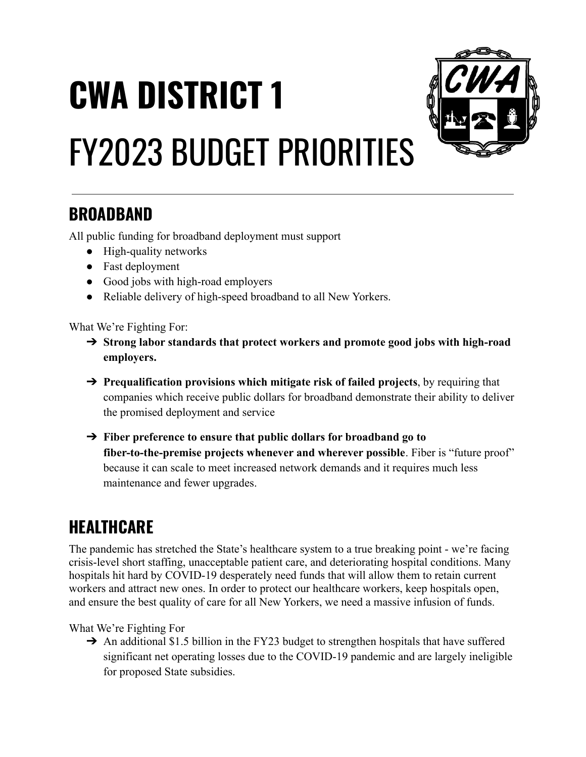# CWA DISTRICT 1

# FY2023 BUDGET PRIORITIES

## BROADBAND

All public funding for broadband deployment must support

- High-quality networks
- Fast deployment
- Good jobs with high-road employers
- Reliable delivery of high-speed broadband to all New Yorkers.

What We're Fighting For:

- ➔ **Strong labor standards that protect workers and promote good jobs with high-road employers.**
- ➔ **Prequalification provisions which mitigate risk of failed projects**, by requiring that companies which receive public dollars for broadband demonstrate their ability to deliver the promised deployment and service
- ➔ **Fiber preference to ensure that public dollars for broadband go to fiber-to-the-premise projects whenever and wherever possible**. Fiber is "future proof" because it can scale to meet increased network demands and it requires much less maintenance and fewer upgrades.

## HEALTHCARE

The pandemic has stretched the State's healthcare system to a true breaking point - we're facing crisis-level short staffing, unacceptable patient care, and deteriorating hospital conditions. Many hospitals hit hard by COVID-19 desperately need funds that will allow them to retain current workers and attract new ones. In order to protect our healthcare workers, keep hospitals open, and ensure the best quality of care for all New Yorkers, we need a massive infusion of funds.

What We're Fighting For

- ➔ An additional $1.5 billion in the FY23 budget to strengthen hospitals that have suffered significant net operating losses due to the COVID-19 pandemic and are largely ineligible for proposed State subsidies.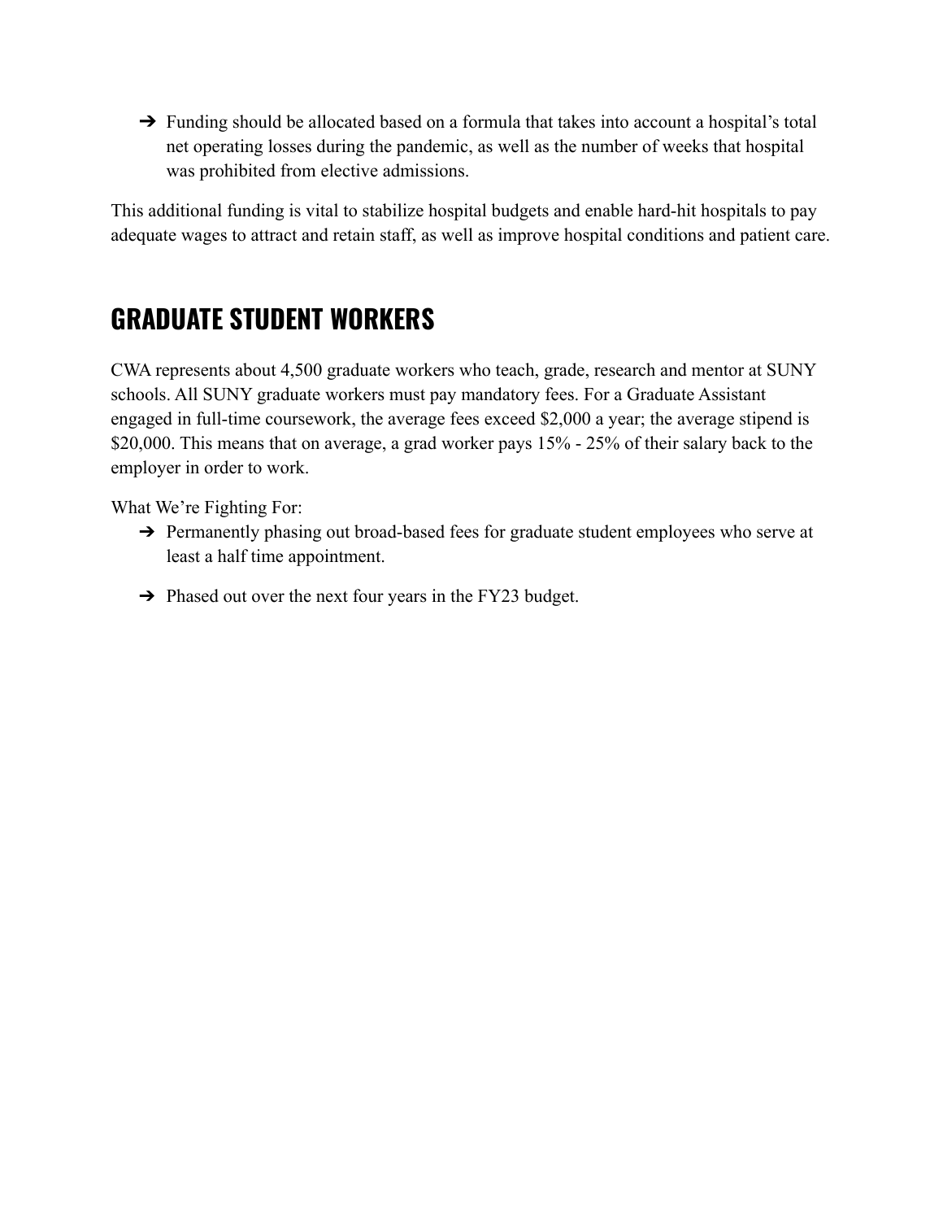- Funding should be allocated based on a formula that takes into account a hospital's total net operating losses during the pandemic, as well as the number of weeks that hospital was prohibited from elective admissions.

This additional funding is vital to stabilize hospital budgets and enable hard-hit hospitals to pay adequate wages to attract and retain staff, as well as improve hospital conditions and patient care.

## GRADUATE STUDENT WORKERS

CWA represents about 4,500 graduate workers who teach, grade, research and mentor at SUNY schools. All SUNY graduate workers must pay mandatory fees. For a Graduate Assistant engaged in full-time coursework, the average fees exceed $2,000 a year; the average stipend is $20,000. This means that on average, a grad worker pays 15% - 25% of their salary back to the employer in order to work.

What We're Fighting For:

- Permanently phasing out broad-based fees for graduate student employees who serve at least a half time appointment.
- Phased out over the next four years in the FY23 budget.